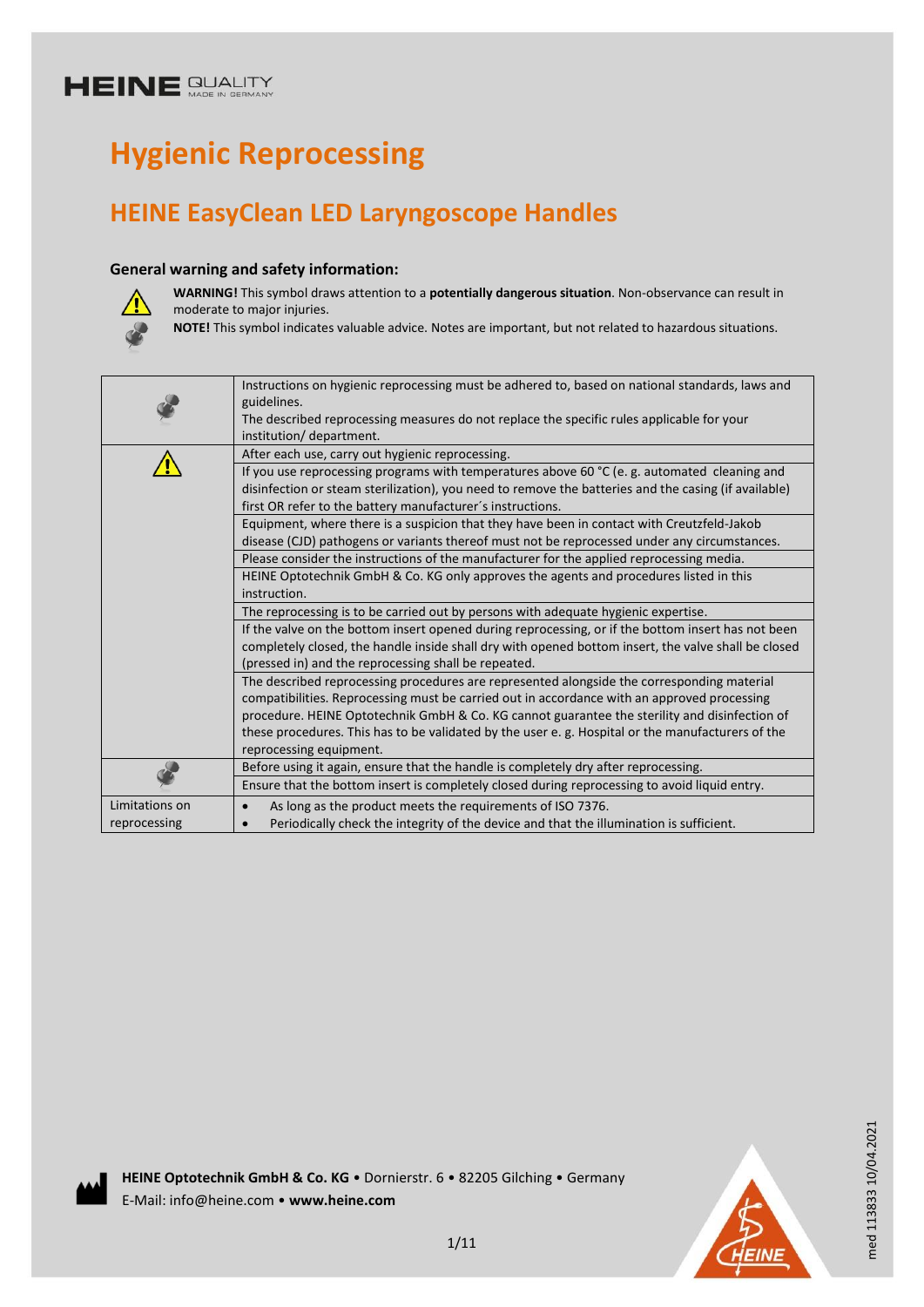HEINE QUALITY MADE IN GERMANY

# Hygienic Reprocessing

## HEINE EasyClean LED Laryngoscope Handles

### General warning and safety information:

**WARNING!** This symbol draws attention to a **potentially dangerous situation**. Non-observance can result in moderate to major injuries.

**NOTE!** This symbol indicates valuable advice. Notes are important, but not related to hazardous situations.

| | |
|---|---|
| NOTE | Instructions on hygienic reprocessing must be adhered to, based on national standards, laws and guidelines.<br>The described reprocessing measures do not replace the specific rules applicable for your institution/ department. |
| WARNING | After each use, carry out hygienic reprocessing. |
| | If you use reprocessing programs with temperatures above 60 °C (e. g. automated cleaning and disinfection or steam sterilization), you need to remove the batteries and the casing (if available) first OR refer to the battery manufacturer´s instructions. |
| | Equipment, where there is a suspicion that they have been in contact with Creutzfeld-Jakob disease (CJD) pathogens or variants thereof must not be reprocessed under any circumstances. |
| | Please consider the instructions of the manufacturer for the applied reprocessing media. |
| | HEINE Optotechnik GmbH & Co. KG only approves the agents and procedures listed in this instruction. |
| | The reprocessing is to be carried out by persons with adequate hygienic expertise. |
| | If the valve on the bottom insert opened during reprocessing, or if the bottom insert has not been completely closed, the handle inside shall dry with opened bottom insert, the valve shall be closed (pressed in) and the reprocessing shall be repeated. |
| | The described reprocessing procedures are represented alongside the corresponding material compatibilities. Reprocessing must be carried out in accordance with an approved processing procedure. HEINE Optotechnik GmbH & Co. KG cannot guarantee the sterility and disinfection of these procedures. This has to be validated by the user e. g. Hospital or the manufacturers of the reprocessing equipment. |
| NOTE | Before using it again, ensure that the handle is completely dry after reprocessing. |
| | Ensure that the bottom insert is completely closed during reprocessing to avoid liquid entry. |
| Limitations on reprocessing | • As long as the product meets the requirements of ISO 7376.<br>• Periodically check the integrity of the device and that the illumination is sufficient. |

**HEINE Optotechnik GmbH & Co. KG** • Dornierstr. 6 • 82205 Gilching • Germany
E-Mail: info@heine.com • **www.heine.com**

med 113833 10/04.2021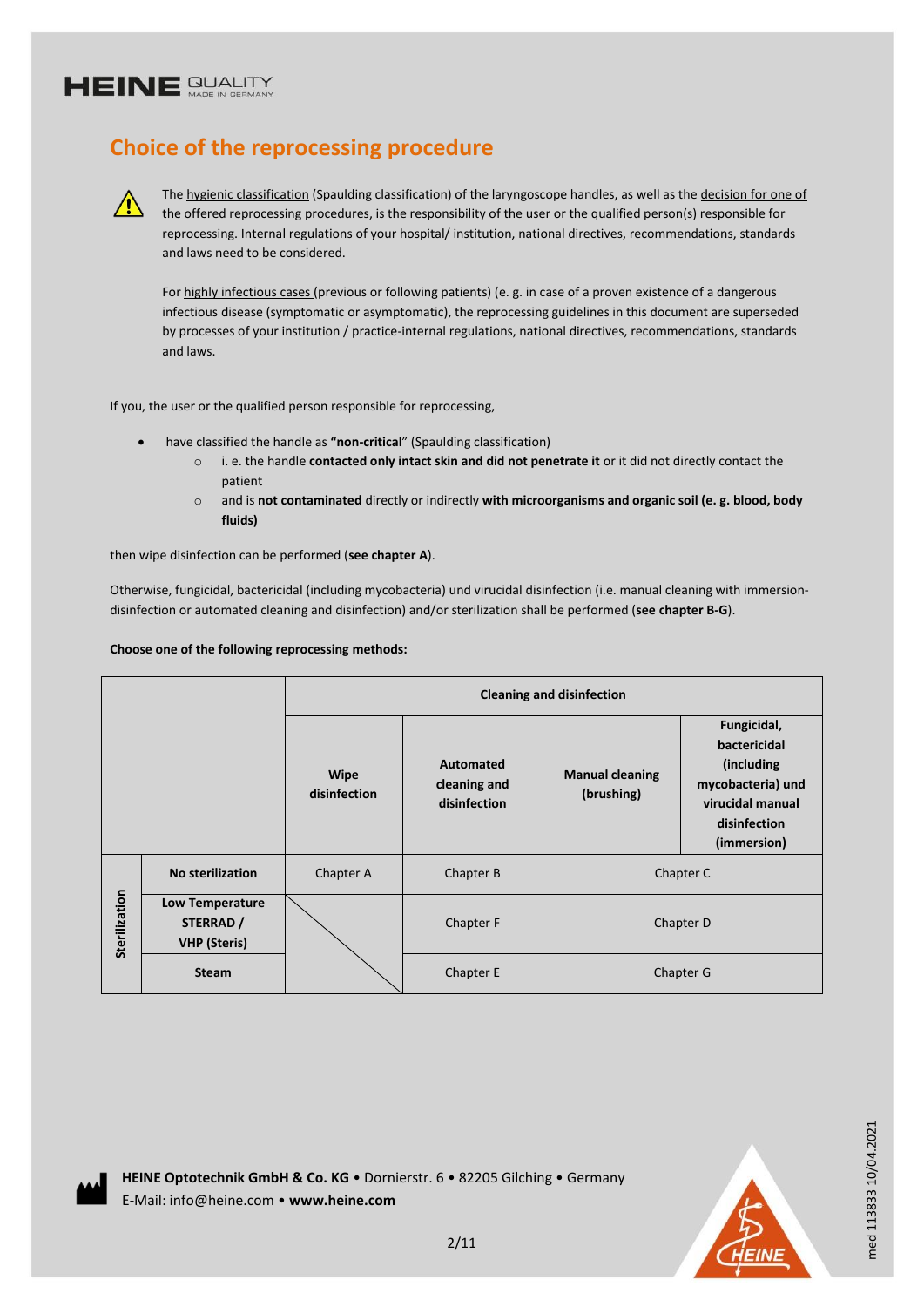## Choice of the reprocessing procedure

The hygienic classification (Spaulding classification) of the laryngoscope handles, as well as the decision for one of the offered reprocessing procedures, is the responsibility of the user or the qualified person(s) responsible for reprocessing. Internal regulations of your hospital/ institution, national directives, recommendations, standards and laws need to be considered.

For highly infectious cases (previous or following patients) (e. g. in case of a proven existence of a dangerous infectious disease (symptomatic or asymptomatic), the reprocessing guidelines in this document are superseded by processes of your institution / practice-internal regulations, national directives, recommendations, standards and laws.

If you, the user or the qualified person responsible for reprocessing,

- have classified the handle as **"non-critical**" (Spaulding classification)
    - i. e. the handle **contacted only intact skin and did not penetrate it** or it did not directly contact the patient
    - and is **not contaminated** directly or indirectly **with microorganisms and organic soil (e. g. blood, body fluids)**

then wipe disinfection can be performed (**see chapter A**).

Otherwise, fungicidal, bactericidal (including mycobacteria) und virucidal disinfection (i.e. manual cleaning with immersion-disinfection or automated cleaning and disinfection) and/or sterilization shall be performed (**see chapter B-G**).

**Choose one of the following reprocessing methods:**

| | | **Cleaning and disinfection** | | | |
|---|---|---|---|---|---|
| | | **Wipe disinfection** | **Automated cleaning and disinfection** | **Manual cleaning (brushing)** | **Fungicidal, bactericidal (including mycobacteria) und virucidal manual disinfection (immersion)** |
| **Sterilization** | **No sterilization** | Chapter A | Chapter B | Chapter C | |
| | **Low Temperature STERRAD / VHP (Steris)** | | Chapter F | Chapter D | |
| | **Steam** | | Chapter E | Chapter G | |

**HEINE Optotechnik GmbH & Co. KG** • Dornierstr. 6 • 82205 Gilching • Germany
E-Mail: info@heine.com • **www.heine.com**

med 113833 10/04.2021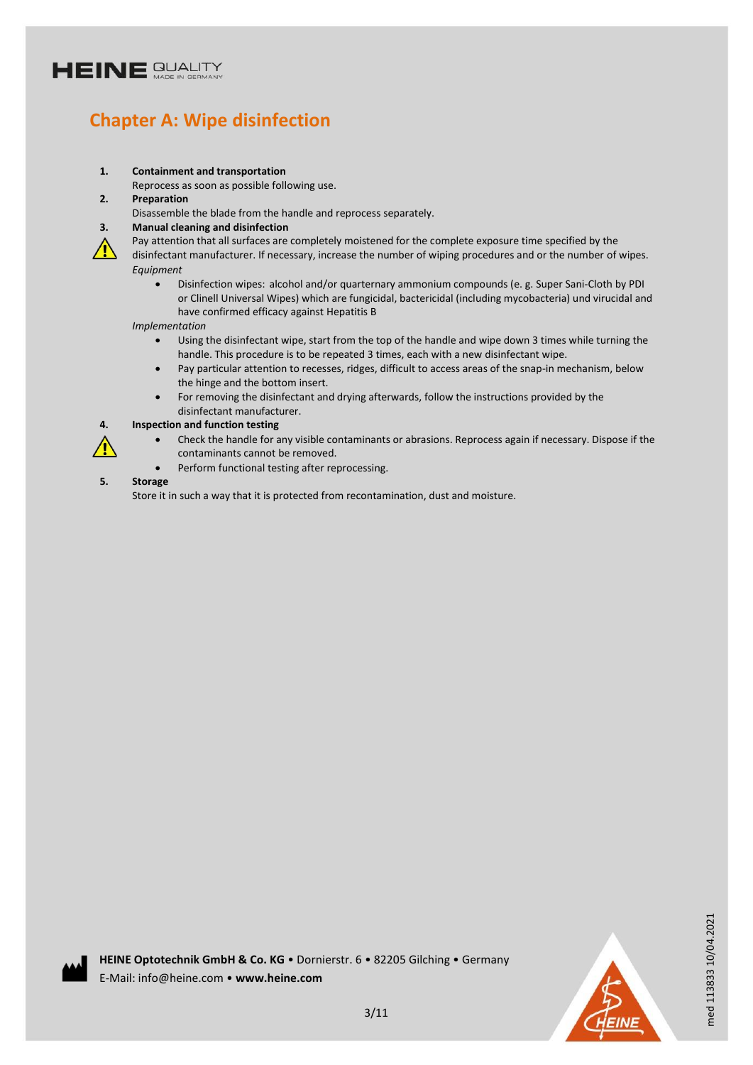# Chapter A: Wipe disinfection

1. **Containment and transportation**
   Reprocess as soon as possible following use.
2. **Preparation**
   Disassemble the blade from the handle and reprocess separately.
3. **Manual cleaning and disinfection**
   Pay attention that all surfaces are completely moistened for the complete exposure time specified by the disinfectant manufacturer. If necessary, increase the number of wiping procedures and or the number of wipes.
   *Equipment*
   - Disinfection wipes: alcohol and/or quarternary ammonium compounds (e. g. Super Sani-Cloth by PDI or Clinell Universal Wipes) which are fungicidal, bactericidal (including mycobacteria) und virucidal and have confirmed efficacy against Hepatitis B

   *Implementation*
   - Using the disinfectant wipe, start from the top of the handle and wipe down 3 times while turning the handle. This procedure is to be repeated 3 times, each with a new disinfectant wipe.
   - Pay particular attention to recesses, ridges, difficult to access areas of the snap-in mechanism, below the hinge and the bottom insert.
   - For removing the disinfectant and drying afterwards, follow the instructions provided by the disinfectant manufacturer.
4. **Inspection and function testing**
   - Check the handle for any visible contaminants or abrasions. Reprocess again if necessary. Dispose if the contaminants cannot be removed.
   - Perform functional testing after reprocessing.
5. **Storage**
   Store it in such a way that it is protected from recontamination, dust and moisture.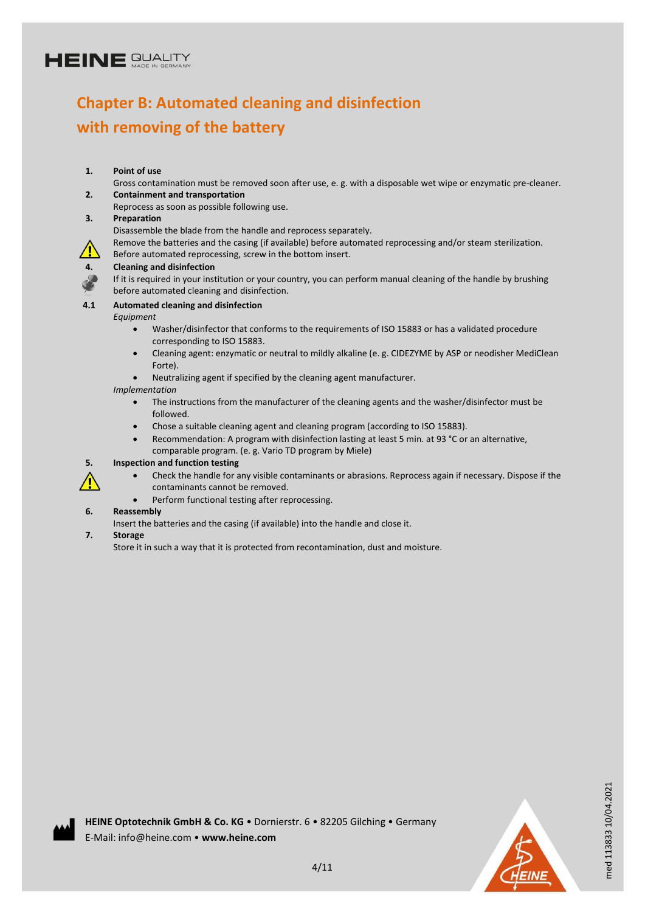# Chapter B: Automated cleaning and disinfection with removing of the battery

**1. Point of use**

Gross contamination must be removed soon after use, e. g. with a disposable wet wipe or enzymatic pre-cleaner.

**2. Containment and transportation**

Reprocess as soon as possible following use.

**3. Preparation**

Disassemble the blade from the handle and reprocess separately.

Remove the batteries and the casing (if available) before automated reprocessing and/or steam sterilization.

Before automated reprocessing, screw in the bottom insert.

**4. Cleaning and disinfection**

If it is required in your institution or your country, you can perform manual cleaning of the handle by brushing before automated cleaning and disinfection.

**4.1 Automated cleaning and disinfection**

*Equipment*

- Washer/disinfector that conforms to the requirements of ISO 15883 or has a validated procedure corresponding to ISO 15883.
- Cleaning agent: enzymatic or neutral to mildly alkaline (e. g. CIDEZYME by ASP or neodisher MediClean Forte).
- Neutralizing agent if specified by the cleaning agent manufacturer.

*Implementation*

- The instructions from the manufacturer of the cleaning agents and the washer/disinfector must be followed.
- Chose a suitable cleaning agent and cleaning program (according to ISO 15883).
- Recommendation: A program with disinfection lasting at least 5 min. at 93 °C or an alternative, comparable program. (e. g. Vario TD program by Miele)

**5. Inspection and function testing**

- Check the handle for any visible contaminants or abrasions. Reprocess again if necessary. Dispose if the contaminants cannot be removed.
- Perform functional testing after reprocessing.

**6. Reassembly**

Insert the batteries and the casing (if available) into the handle and close it.

**7. Storage**

Store it in such a way that it is protected from recontamination, dust and moisture.

**HEINE Optotechnik GmbH & Co. KG** • Dornierstr. 6 • 82205 Gilching • Germany
E-Mail: info@heine.com • **www.heine.com**

med 113833 10/04.2021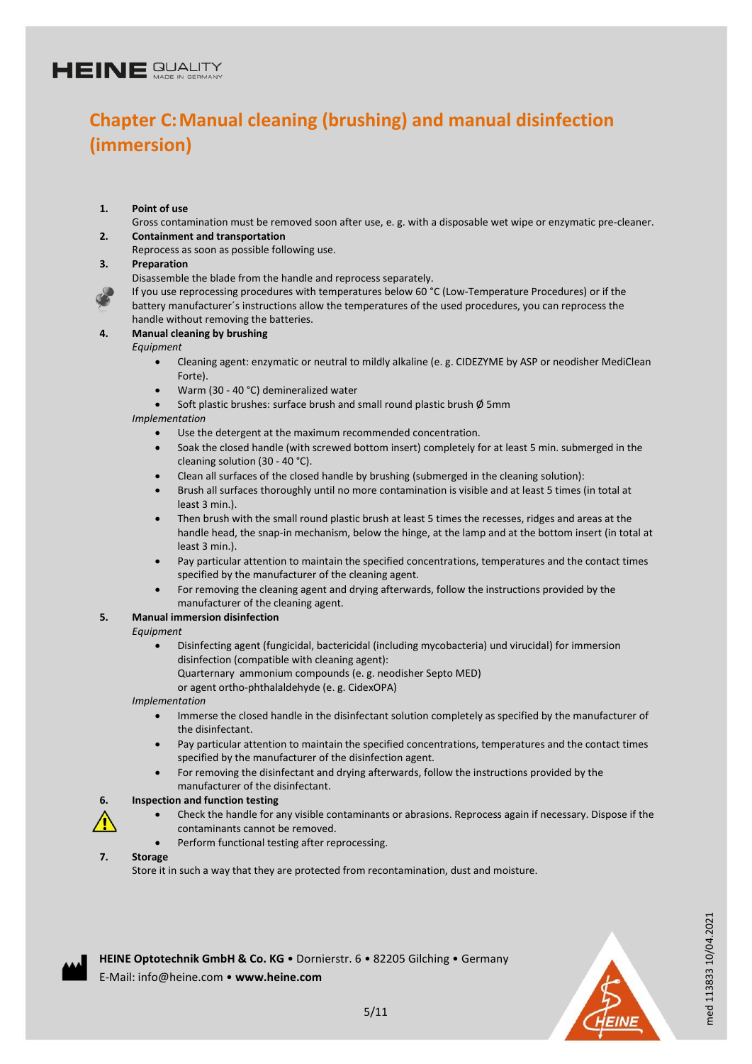# Chapter C: Manual cleaning (brushing) and manual disinfection (immersion)

1. **Point of use**
   Gross contamination must be removed soon after use, e. g. with a disposable wet wipe or enzymatic pre-cleaner.
2. **Containment and transportation**
   Reprocess as soon as possible following use.
3. **Preparation**
   Disassemble the blade from the handle and reprocess separately.
   If you use reprocessing procedures with temperatures below 60 °C (Low-Temperature Procedures) or if the battery manufacturer´s instructions allow the temperatures of the used procedures, you can reprocess the handle without removing the batteries.
4. **Manual cleaning by brushing**
   *Equipment*
   - Cleaning agent: enzymatic or neutral to mildly alkaline (e. g. CIDEZYME by ASP or neodisher MediClean Forte).
   - Warm (30 - 40 °C) demineralized water
   - Soft plastic brushes: surface brush and small round plastic brush Ø 5mm

   *Implementation*
   - Use the detergent at the maximum recommended concentration.
   - Soak the closed handle (with screwed bottom insert) completely for at least 5 min. submerged in the cleaning solution (30 - 40 °C).
   - Clean all surfaces of the closed handle by brushing (submerged in the cleaning solution):
   - Brush all surfaces thoroughly until no more contamination is visible and at least 5 times (in total at least 3 min.).
   - Then brush with the small round plastic brush at least 5 times the recesses, ridges and areas at the handle head, the snap-in mechanism, below the hinge, at the lamp and at the bottom insert (in total at least 3 min.).
   - Pay particular attention to maintain the specified concentrations, temperatures and the contact times specified by the manufacturer of the cleaning agent.
   - For removing the cleaning agent and drying afterwards, follow the instructions provided by the manufacturer of the cleaning agent.
5. **Manual immersion disinfection**
   *Equipment*
   - Disinfecting agent (fungicidal, bactericidal (including mycobacteria) und virucidal) for immersion disinfection (compatible with cleaning agent):
     Quarternary ammonium compounds (e. g. neodisher Septo MED)
     or agent ortho-phthalaldehyde (e. g. CidexOPA)

   *Implementation*
   - Immerse the closed handle in the disinfectant solution completely as specified by the manufacturer of the disinfectant.
   - Pay particular attention to maintain the specified concentrations, temperatures and the contact times specified by the manufacturer of the disinfection agent.
   - For removing the disinfectant and drying afterwards, follow the instructions provided by the manufacturer of the disinfectant.
6. **Inspection and function testing**
   - Check the handle for any visible contaminants or abrasions. Reprocess again if necessary. Dispose if the contaminants cannot be removed.
   - Perform functional testing after reprocessing.
7. **Storage**
   Store it in such a way that they are protected from recontamination, dust and moisture.

**HEINE Optotechnik GmbH & Co. KG** • Dornierstr. 6 • 82205 Gilching • Germany
E-Mail: info@heine.com • **www.heine.com**

med 113833 10/04.2021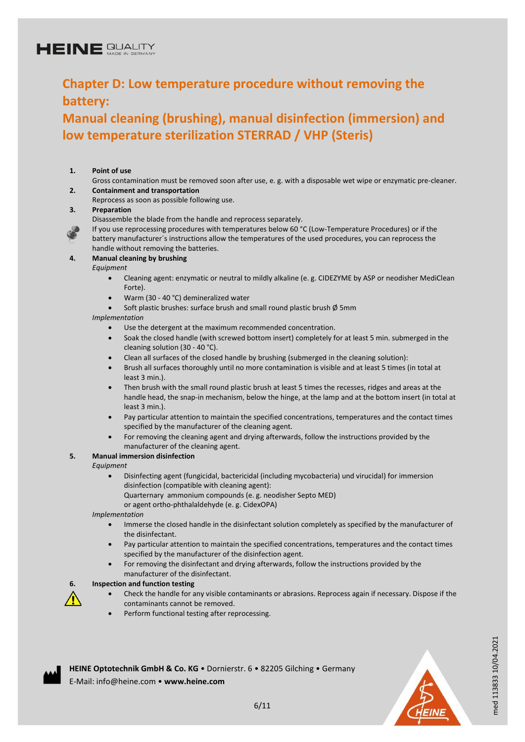# Chapter D: Low temperature procedure without removing the battery: Manual cleaning (brushing), manual disinfection (immersion) and low temperature sterilization STERRAD / VHP (Steris)

1. **Point of use**
   Gross contamination must be removed soon after use, e. g. with a disposable wet wipe or enzymatic pre-cleaner.
2. **Containment and transportation**
   Reprocess as soon as possible following use.
3. **Preparation**
   Disassemble the blade from the handle and reprocess separately.
   If you use reprocessing procedures with temperatures below 60 °C (Low-Temperature Procedures) or if the battery manufacturer´s instructions allow the temperatures of the used procedures, you can reprocess the handle without removing the batteries.
4. **Manual cleaning by brushing**
   *Equipment*
   - Cleaning agent: enzymatic or neutral to mildly alkaline (e. g. CIDEZYME by ASP or neodisher MediClean Forte).
   - Warm (30 - 40 °C) demineralized water
   - Soft plastic brushes: surface brush and small round plastic brush Ø 5mm

   *Implementation*
   - Use the detergent at the maximum recommended concentration.
   - Soak the closed handle (with screwed bottom insert) completely for at least 5 min. submerged in the cleaning solution (30 - 40 °C).
   - Clean all surfaces of the closed handle by brushing (submerged in the cleaning solution):
   - Brush all surfaces thoroughly until no more contamination is visible and at least 5 times (in total at least 3 min.).
   - Then brush with the small round plastic brush at least 5 times the recesses, ridges and areas at the handle head, the snap-in mechanism, below the hinge, at the lamp and at the bottom insert (in total at least 3 min.).
   - Pay particular attention to maintain the specified concentrations, temperatures and the contact times specified by the manufacturer of the cleaning agent.
   - For removing the cleaning agent and drying afterwards, follow the instructions provided by the manufacturer of the cleaning agent.
5. **Manual immersion disinfection**
   *Equipment*
   - Disinfecting agent (fungicidal, bactericidal (including mycobacteria) und virucidal) for immersion disinfection (compatible with cleaning agent):
     Quarternary ammonium compounds (e. g. neodisher Septo MED)
     or agent ortho-phthalaldehyde (e. g. CidexOPA)

   *Implementation*
   - Immerse the closed handle in the disinfectant solution completely as specified by the manufacturer of the disinfectant.
   - Pay particular attention to maintain the specified concentrations, temperatures and the contact times specified by the manufacturer of the disinfection agent.
   - For removing the disinfectant and drying afterwards, follow the instructions provided by the manufacturer of the disinfectant.
6. **Inspection and function testing**
   - Check the handle for any visible contaminants or abrasions. Reprocess again if necessary. Dispose if the contaminants cannot be removed.
   - Perform functional testing after reprocessing.

**HEINE Optotechnik GmbH & Co. KG** • Dornierstr. 6 • 82205 Gilching • Germany
E-Mail: info@heine.com • **www.heine.com**

med 113833 10/04.2021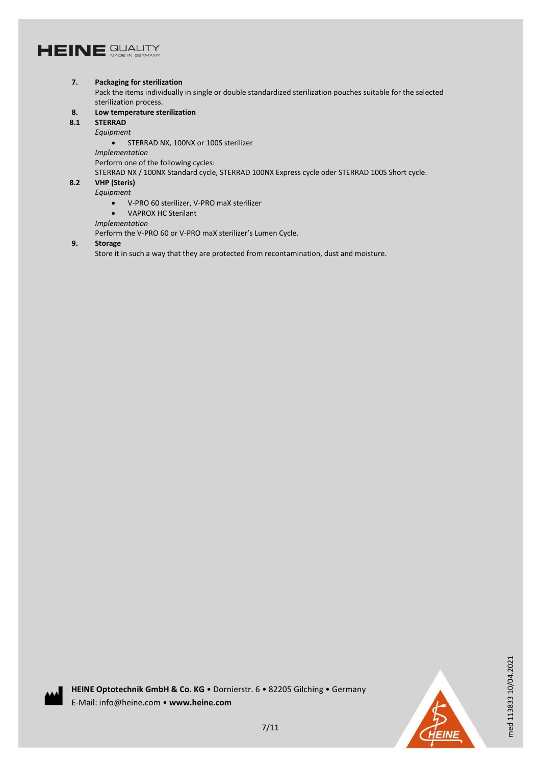## 7. Packaging for sterilization

Pack the items individually in single or double standardized sterilization pouches suitable for the selected sterilization process.

## 8. Low temperature sterilization

### 8.1 STERRAD

*Equipment*

- STERRAD NX, 100NX or 100S sterilizer

*Implementation*

Perform one of the following cycles:
STERRAD NX / 100NX Standard cycle, STERRAD 100NX Express cycle oder STERRAD 100S Short cycle.

### 8.2 VHP (Steris)

*Equipment*

- V-PRO 60 sterilizer, V-PRO maX sterilizer
- VAPROX HC Sterilant

*Implementation*

Perform the V-PRO 60 or V-PRO maX sterilizer's Lumen Cycle.

## 9. Storage

Store it in such a way that they are protected from recontamination, dust and moisture.

**HEINE Optotechnik GmbH & Co. KG** • Dornierstr. 6 • 82205 Gilching • Germany
E-Mail: info@heine.com • **www.heine.com**

med 113833 10/04.2021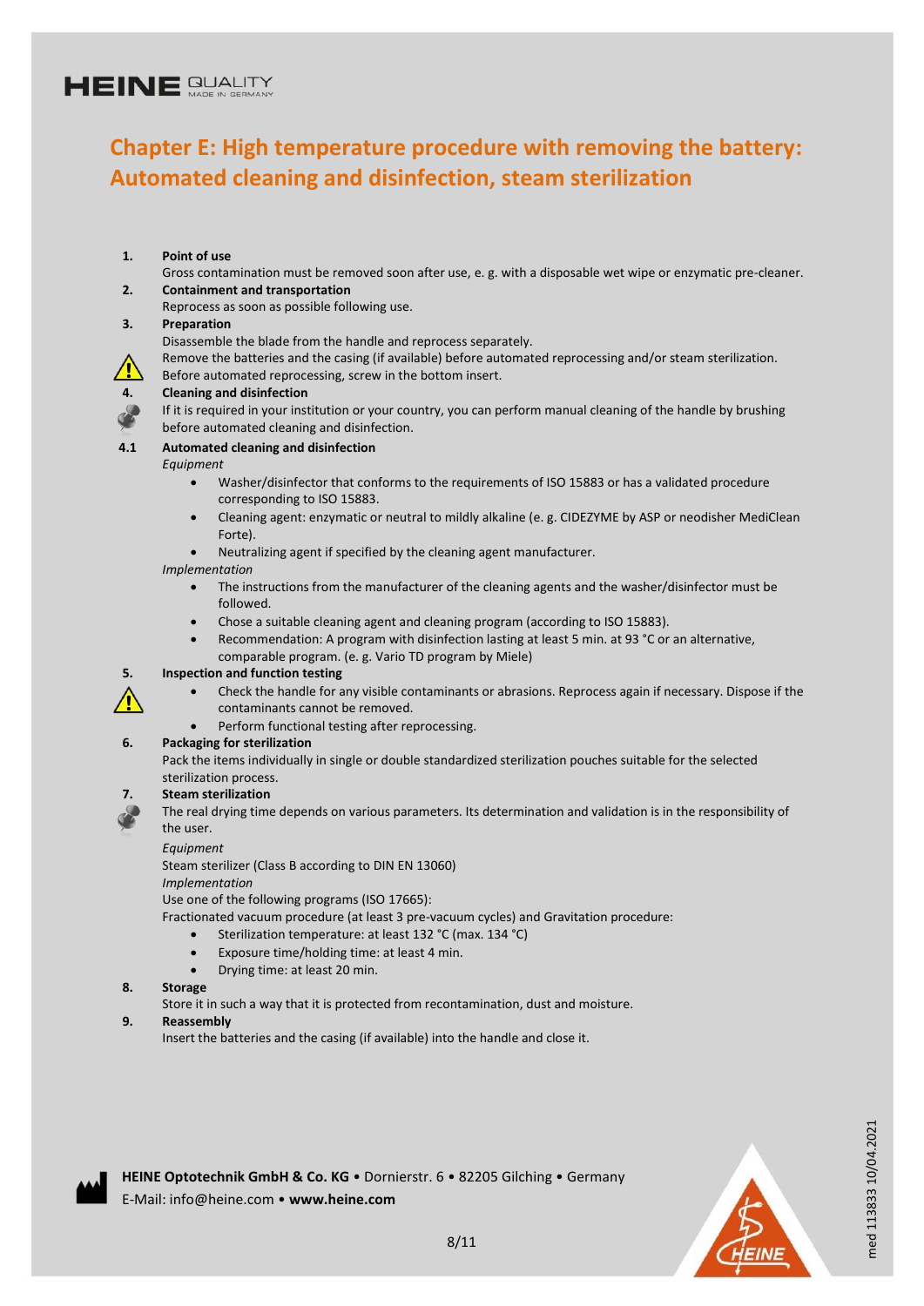HEINE QUALITY MADE IN GERMANY

# Chapter E: High temperature procedure with removing the battery: Automated cleaning and disinfection, steam sterilization

**1. Point of use**

Gross contamination must be removed soon after use, e. g. with a disposable wet wipe or enzymatic pre-cleaner.

**2. Containment and transportation**

Reprocess as soon as possible following use.

**3. Preparation**

Disassemble the blade from the handle and reprocess separately.

Remove the batteries and the casing (if available) before automated reprocessing and/or steam sterilization.

Before automated reprocessing, screw in the bottom insert.

**4. Cleaning and disinfection**

If it is required in your institution or your country, you can perform manual cleaning of the handle by brushing before automated cleaning and disinfection.

**4.1 Automated cleaning and disinfection**

*Equipment*

- Washer/disinfector that conforms to the requirements of ISO 15883 or has a validated procedure corresponding to ISO 15883.
- Cleaning agent: enzymatic or neutral to mildly alkaline (e. g. CIDEZYME by ASP or neodisher MediClean Forte).
- Neutralizing agent if specified by the cleaning agent manufacturer.

*Implementation*

- The instructions from the manufacturer of the cleaning agents and the washer/disinfector must be followed.
- Chose a suitable cleaning agent and cleaning program (according to ISO 15883).
- Recommendation: A program with disinfection lasting at least 5 min. at 93 °C or an alternative, comparable program. (e. g. Vario TD program by Miele)

**5. Inspection and function testing**

- Check the handle for any visible contaminants or abrasions. Reprocess again if necessary. Dispose if the contaminants cannot be removed.
- Perform functional testing after reprocessing.

**6. Packaging for sterilization**

Pack the items individually in single or double standardized sterilization pouches suitable for the selected sterilization process.

**7. Steam sterilization**

The real drying time depends on various parameters. Its determination and validation is in the responsibility of the user.

*Equipment*

Steam sterilizer (Class B according to DIN EN 13060)

*Implementation*

Use one of the following programs (ISO 17665):

Fractionated vacuum procedure (at least 3 pre-vacuum cycles) and Gravitation procedure:

- Sterilization temperature: at least 132 °C (max. 134 °C)
- Exposure time/holding time: at least 4 min.
- Drying time: at least 20 min.

**8. Storage**

Store it in such a way that it is protected from recontamination, dust and moisture.

**9. Reassembly**

Insert the batteries and the casing (if available) into the handle and close it.

**HEINE Optotechnik GmbH & Co. KG** • Dornierstr. 6 • 82205 Gilching • Germany
E-Mail: info@heine.com • **www.heine.com**

med 113833 10/04.2021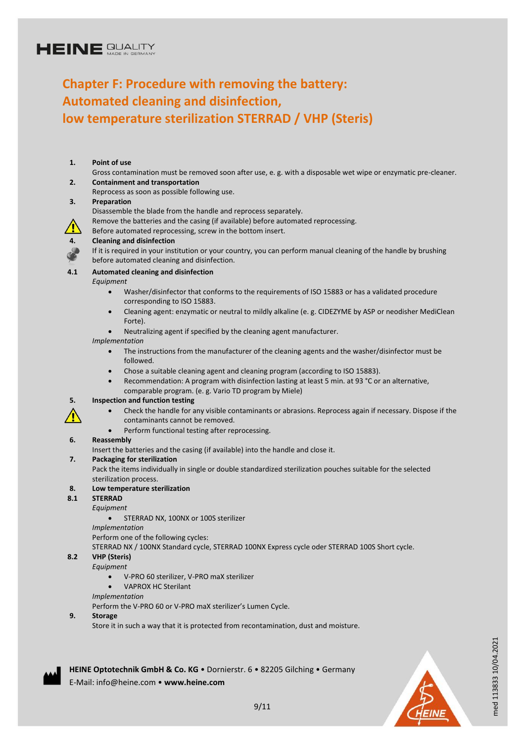# Chapter F: Procedure with removing the battery: Automated cleaning and disinfection, low temperature sterilization STERRAD / VHP (Steris)

**1. Point of use**

Gross contamination must be removed soon after use, e. g. with a disposable wet wipe or enzymatic pre-cleaner.

**2. Containment and transportation**

Reprocess as soon as possible following use.

**3. Preparation**

Disassemble the blade from the handle and reprocess separately.

Remove the batteries and the casing (if available) before automated reprocessing.

Before automated reprocessing, screw in the bottom insert.

**4. Cleaning and disinfection**

If it is required in your institution or your country, you can perform manual cleaning of the handle by brushing before automated cleaning and disinfection.

**4.1 Automated cleaning and disinfection**

*Equipment*

- Washer/disinfector that conforms to the requirements of ISO 15883 or has a validated procedure corresponding to ISO 15883.
- Cleaning agent: enzymatic or neutral to mildly alkaline (e. g. CIDEZYME by ASP or neodisher MediClean Forte).
- Neutralizing agent if specified by the cleaning agent manufacturer.

*Implementation*

- The instructions from the manufacturer of the cleaning agents and the washer/disinfector must be followed.
- Chose a suitable cleaning agent and cleaning program (according to ISO 15883).
- Recommendation: A program with disinfection lasting at least 5 min. at 93 °C or an alternative, comparable program. (e. g. Vario TD program by Miele)

**5. Inspection and function testing**

- Check the handle for any visible contaminants or abrasions. Reprocess again if necessary. Dispose if the contaminants cannot be removed.
- Perform functional testing after reprocessing.

**6. Reassembly**

Insert the batteries and the casing (if available) into the handle and close it.

**7. Packaging for sterilization**

Pack the items individually in single or double standardized sterilization pouches suitable for the selected sterilization process.

**8. Low temperature sterilization**

**8.1 STERRAD**

*Equipment*

- STERRAD NX, 100NX or 100S sterilizer

*Implementation*

Perform one of the following cycles:

STERRAD NX / 100NX Standard cycle, STERRAD 100NX Express cycle oder STERRAD 100S Short cycle.

**8.2 VHP (Steris)**

*Equipment*

- V-PRO 60 sterilizer, V-PRO maX sterilizer
- VAPROX HC Sterilant

*Implementation*

Perform the V-PRO 60 or V-PRO maX sterilizer's Lumen Cycle.

**9. Storage**

Store it in such a way that it is protected from recontamination, dust and moisture.

**HEINE Optotechnik GmbH & Co. KG** • Dornierstr. 6 • 82205 Gilching • Germany
E-Mail: info@heine.com • **www.heine.com**

med 113833 10/04.2021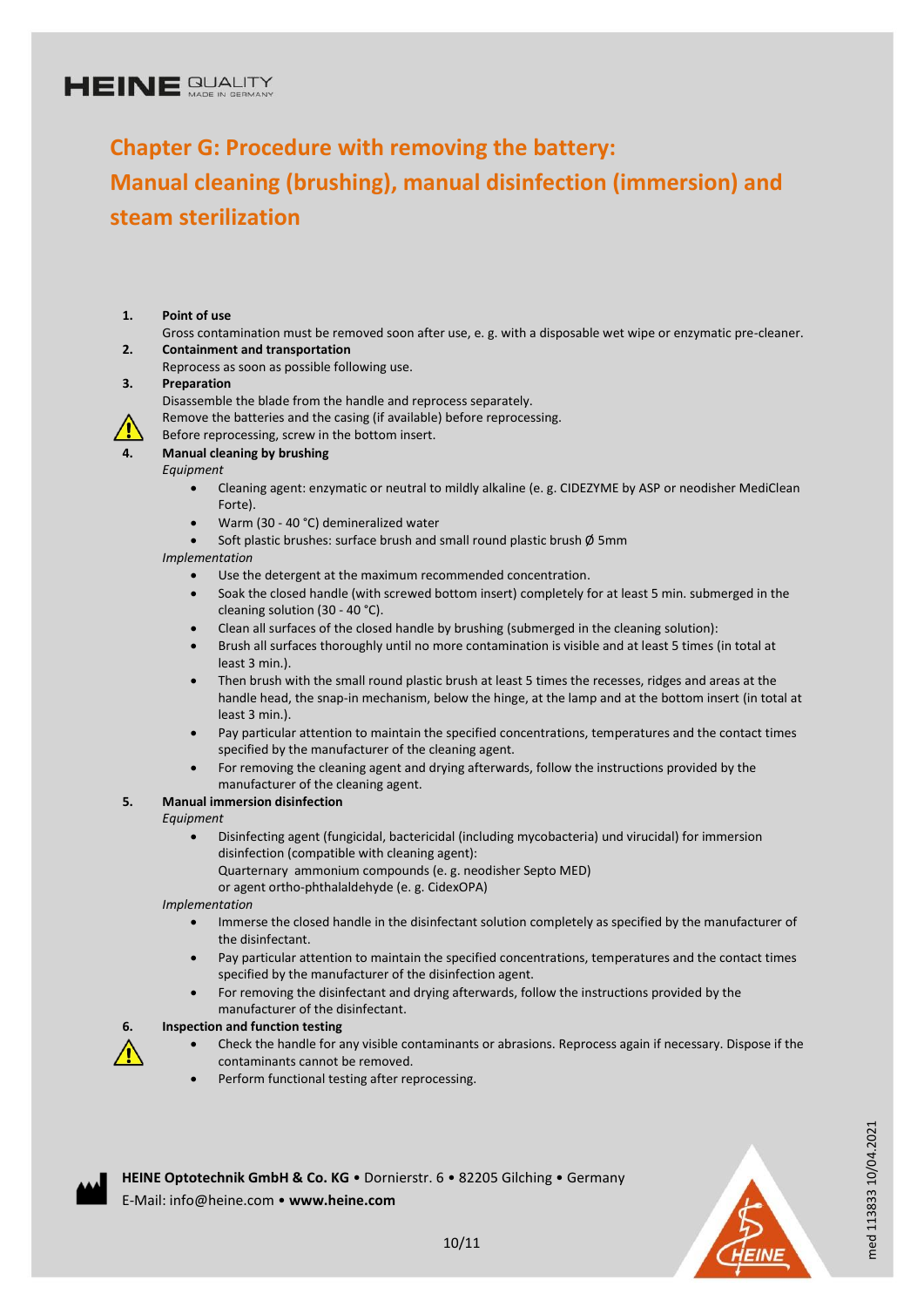# Chapter G: Procedure with removing the battery: Manual cleaning (brushing), manual disinfection (immersion) and steam sterilization

1. **Point of use**
   Gross contamination must be removed soon after use, e. g. with a disposable wet wipe or enzymatic pre-cleaner.
2. **Containment and transportation**
   Reprocess as soon as possible following use.
3. **Preparation**
   Disassemble the blade from the handle and reprocess separately.
   Remove the batteries and the casing (if available) before reprocessing.
   Before reprocessing, screw in the bottom insert.
4. **Manual cleaning by brushing**
   *Equipment*
   - Cleaning agent: enzymatic or neutral to mildly alkaline (e. g. CIDEZYME by ASP or neodisher MediClean Forte).
   - Warm (30 - 40 °C) demineralized water
   - Soft plastic brushes: surface brush and small round plastic brush Ø 5mm

   *Implementation*
   - Use the detergent at the maximum recommended concentration.
   - Soak the closed handle (with screwed bottom insert) completely for at least 5 min. submerged in the cleaning solution (30 - 40 °C).
   - Clean all surfaces of the closed handle by brushing (submerged in the cleaning solution):
   - Brush all surfaces thoroughly until no more contamination is visible and at least 5 times (in total at least 3 min.).
   - Then brush with the small round plastic brush at least 5 times the recesses, ridges and areas at the handle head, the snap-in mechanism, below the hinge, at the lamp and at the bottom insert (in total at least 3 min.).
   - Pay particular attention to maintain the specified concentrations, temperatures and the contact times specified by the manufacturer of the cleaning agent.
   - For removing the cleaning agent and drying afterwards, follow the instructions provided by the manufacturer of the cleaning agent.
5. **Manual immersion disinfection**
   *Equipment*
   - Disinfecting agent (fungicidal, bactericidal (including mycobacteria) und virucidal) for immersion disinfection (compatible with cleaning agent):
     Quarternary ammonium compounds (e. g. neodisher Septo MED)
     or agent ortho-phthalaldehyde (e. g. CidexOPA)

   *Implementation*
   - Immerse the closed handle in the disinfectant solution completely as specified by the manufacturer of the disinfectant.
   - Pay particular attention to maintain the specified concentrations, temperatures and the contact times specified by the manufacturer of the disinfection agent.
   - For removing the disinfectant and drying afterwards, follow the instructions provided by the manufacturer of the disinfectant.
6. **Inspection and function testing**
   - Check the handle for any visible contaminants or abrasions. Reprocess again if necessary. Dispose if the contaminants cannot be removed.
   - Perform functional testing after reprocessing.

**HEINE Optotechnik GmbH & Co. KG** • Dornierstr. 6 • 82205 Gilching • Germany
E-Mail: info@heine.com • **www.heine.com**

med 113833 10/04.2021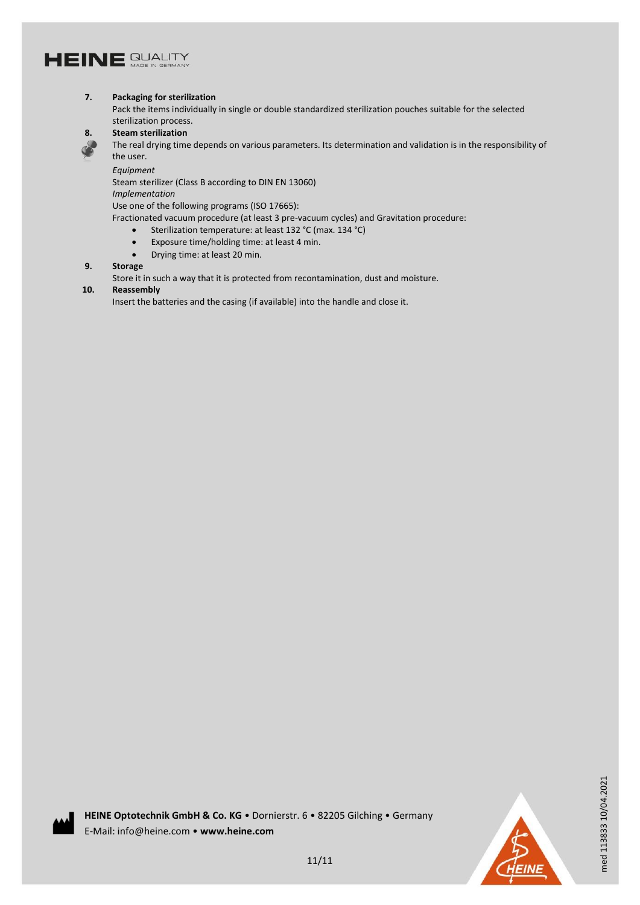**7. Packaging for sterilization**

Pack the items individually in single or double standardized sterilization pouches suitable for the selected sterilization process.

**8. Steam sterilization**

The real drying time depends on various parameters. Its determination and validation is in the responsibility of the user.

*Equipment*

Steam sterilizer (Class B according to DIN EN 13060)

*Implementation*

Use one of the following programs (ISO 17665):

Fractionated vacuum procedure (at least 3 pre-vacuum cycles) and Gravitation procedure:

- Sterilization temperature: at least 132 °C (max. 134 °C)
- Exposure time/holding time: at least 4 min.
- Drying time: at least 20 min.

**9. Storage**

Store it in such a way that it is protected from recontamination, dust and moisture.

**10. Reassembly**

Insert the batteries and the casing (if available) into the handle and close it.

**HEINE Optotechnik GmbH & Co. KG** • Dornierstr. 6 • 82205 Gilching • Germany
E-Mail: info@heine.com • **www.heine.com**

med 113833 10/04.2021